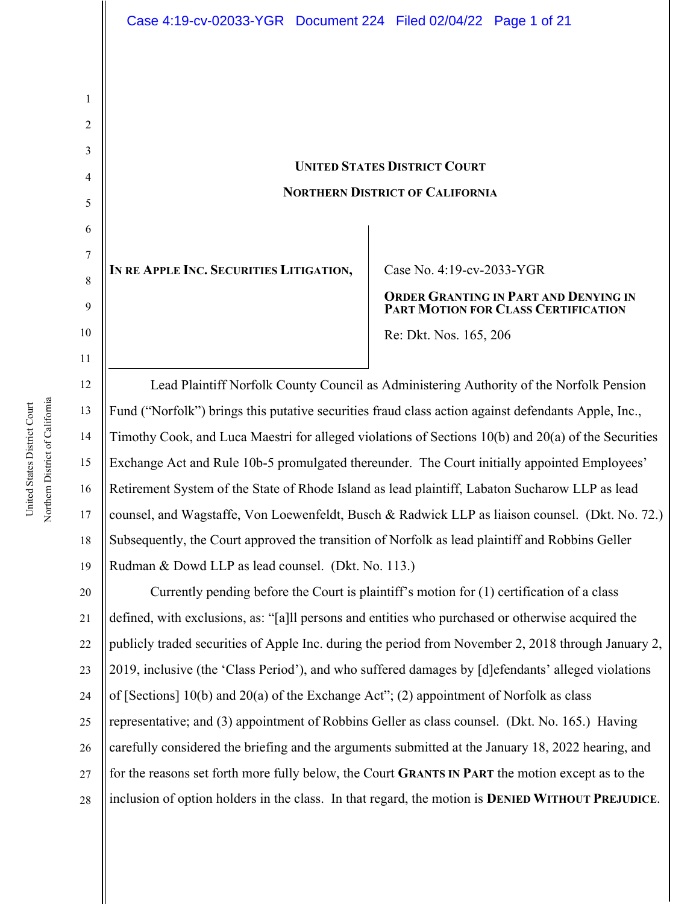**UNITED STATES DISTRICT COURT**

**NORTHERN DISTRICT OF CALIFORNIA**

**IN RE APPLE INC. SECURITIES LITIGATION,**

Case No. 4:19-cv-2033-YGR

**ORDER GRANTING IN PART AND DENYING IN PART MOTION FOR CLASS CERTIFICATION**

Re: Dkt. Nos. 165, 206

Lead Plaintiff Norfolk County Council as Administering Authority of the Norfolk Pension Fund ("Norfolk") brings this putative securities fraud class action against defendants Apple, Inc., Timothy Cook, and Luca Maestri for alleged violations of Sections 10(b) and 20(a) of the Securities Exchange Act and Rule 10b-5 promulgated thereunder. The Court initially appointed Employees' Retirement System of the State of Rhode Island as lead plaintiff, Labaton Sucharow LLP as lead counsel, and Wagstaffe, Von Loewenfeldt, Busch & Radwick LLP as liaison counsel. (Dkt. No. 72.) Subsequently, the Court approved the transition of Norfolk as lead plaintiff and Robbins Geller Rudman & Dowd LLP as lead counsel. (Dkt. No. 113.)

Currently pending before the Court is plaintiff's motion for (1) certification of a class defined, with exclusions, as: "[a]ll persons and entities who purchased or otherwise acquired the publicly traded securities of Apple Inc. during the period from November 2, 2018 through January 2, 2019, inclusive (the 'Class Period'), and who suffered damages by [d]efendants' alleged violations of [Sections] 10(b) and 20(a) of the Exchange Act"; (2) appointment of Norfolk as class representative; and (3) appointment of Robbins Geller as class counsel. (Dkt. No. 165.) Having carefully considered the briefing and the arguments submitted at the January 18, 2022 hearing, and for the reasons set forth more fully below, the Court **GRANTS IN PART** the motion except as to the inclusion of option holders in the class. In that regard, the motion is **DENIED WITHOUT PREJUDICE**.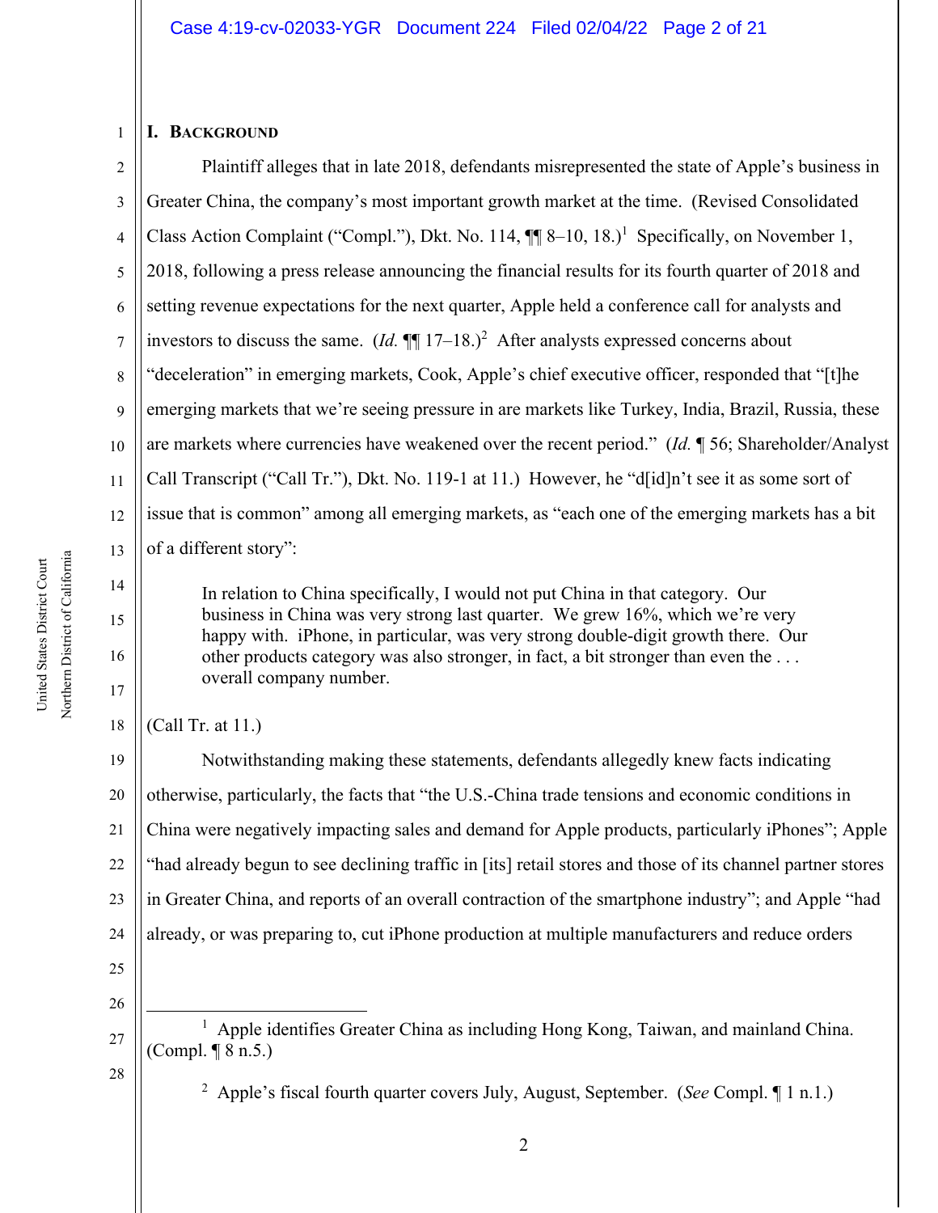## I. Background

Plaintiff alleges that in late 2018, defendants misrepresented the state of Apple's business in Greater China, the company's most important growth market at the time. (Revised Consolidated Class Action Complaint ("Compl."), Dkt. No. 114, ¶¶ 8–10, 18.)[1] Specifically, on November 1, 2018, following a press release announcing the financial results for its fourth quarter of 2018 and setting revenue expectations for the next quarter, Apple held a conference call for analysts and investors to discuss the same. (*Id.* ¶¶ 17–18.)[2] After analysts expressed concerns about "deceleration" in emerging markets, Cook, Apple's chief executive officer, responded that "[t]he emerging markets that we're seeing pressure in are markets like Turkey, India, Brazil, Russia, these are markets where currencies have weakened over the recent period." (*Id.* ¶ 56; Shareholder/Analyst Call Transcript ("Call Tr."), Dkt. No. 119-1 at 11.) However, he "d[id]n't see it as some sort of issue that is common" among all emerging markets, as "each one of the emerging markets has a bit of a different story":

> In relation to China specifically, I would not put China in that category. Our business in China was very strong last quarter. We grew 16%, which we're very happy with. iPhone, in particular, was very strong double-digit growth there. Our other products category was also stronger, in fact, a bit stronger than even the . . . overall company number.

(Call Tr. at 11.)

Notwithstanding making these statements, defendants allegedly knew facts indicating otherwise, particularly, the facts that "the U.S.-China trade tensions and economic conditions in China were negatively impacting sales and demand for Apple products, particularly iPhones"; Apple "had already begun to see declining traffic in [its] retail stores and those of its channel partner stores in Greater China, and reports of an overall contraction of the smartphone industry"; and Apple "had already, or was preparing to, cut iPhone production at multiple manufacturers and reduce orders

---

[1] Apple identifies Greater China as including Hong Kong, Taiwan, and mainland China. (Compl. ¶ 8 n.5.)

[2] Apple's fiscal fourth quarter covers July, August, September. (*See* Compl. ¶ 1 n.1.)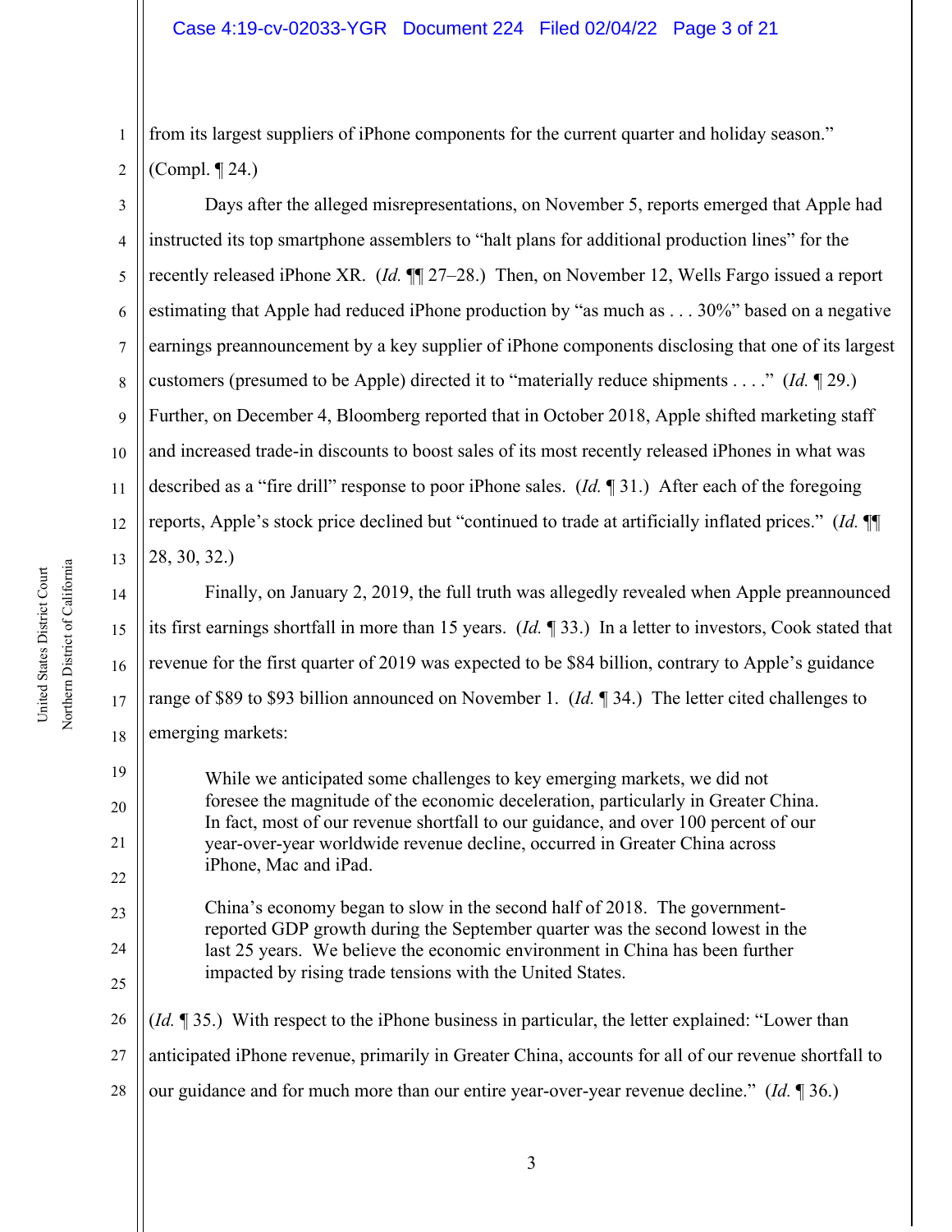from its largest suppliers of iPhone components for the current quarter and holiday season." (Compl. ¶ 24.)

Days after the alleged misrepresentations, on November 5, reports emerged that Apple had instructed its top smartphone assemblers to "halt plans for additional production lines" for the recently released iPhone XR. (*Id.* ¶¶ 27–28.) Then, on November 12, Wells Fargo issued a report estimating that Apple had reduced iPhone production by "as much as . . . 30%" based on a negative earnings preannouncement by a key supplier of iPhone components disclosing that one of its largest customers (presumed to be Apple) directed it to "materially reduce shipments . . . ." (*Id.* ¶ 29.) Further, on December 4, Bloomberg reported that in October 2018, Apple shifted marketing staff and increased trade-in discounts to boost sales of its most recently released iPhones in what was described as a "fire drill" response to poor iPhone sales. (*Id.* ¶ 31.) After each of the foregoing reports, Apple's stock price declined but "continued to trade at artificially inflated prices." (*Id.* ¶¶ 28, 30, 32.)

Finally, on January 2, 2019, the full truth was allegedly revealed when Apple preannounced its first earnings shortfall in more than 15 years. (*Id.* ¶ 33.) In a letter to investors, Cook stated that revenue for the first quarter of 2019 was expected to be $84 billion, contrary to Apple's guidance range of $89 to $93 billion announced on November 1. (*Id.* ¶ 34.) The letter cited challenges to emerging markets:

> While we anticipated some challenges to key emerging markets, we did not foresee the magnitude of the economic deceleration, particularly in Greater China. In fact, most of our revenue shortfall to our guidance, and over 100 percent of our year-over-year worldwide revenue decline, occurred in Greater China across iPhone, Mac and iPad.
>
> China's economy began to slow in the second half of 2018. The government-reported GDP growth during the September quarter was the second lowest in the last 25 years. We believe the economic environment in China has been further impacted by rising trade tensions with the United States.

(*Id.* ¶ 35.) With respect to the iPhone business in particular, the letter explained: "Lower than anticipated iPhone revenue, primarily in Greater China, accounts for all of our revenue shortfall to our guidance and for much more than our entire year-over-year revenue decline." (*Id.* ¶ 36.)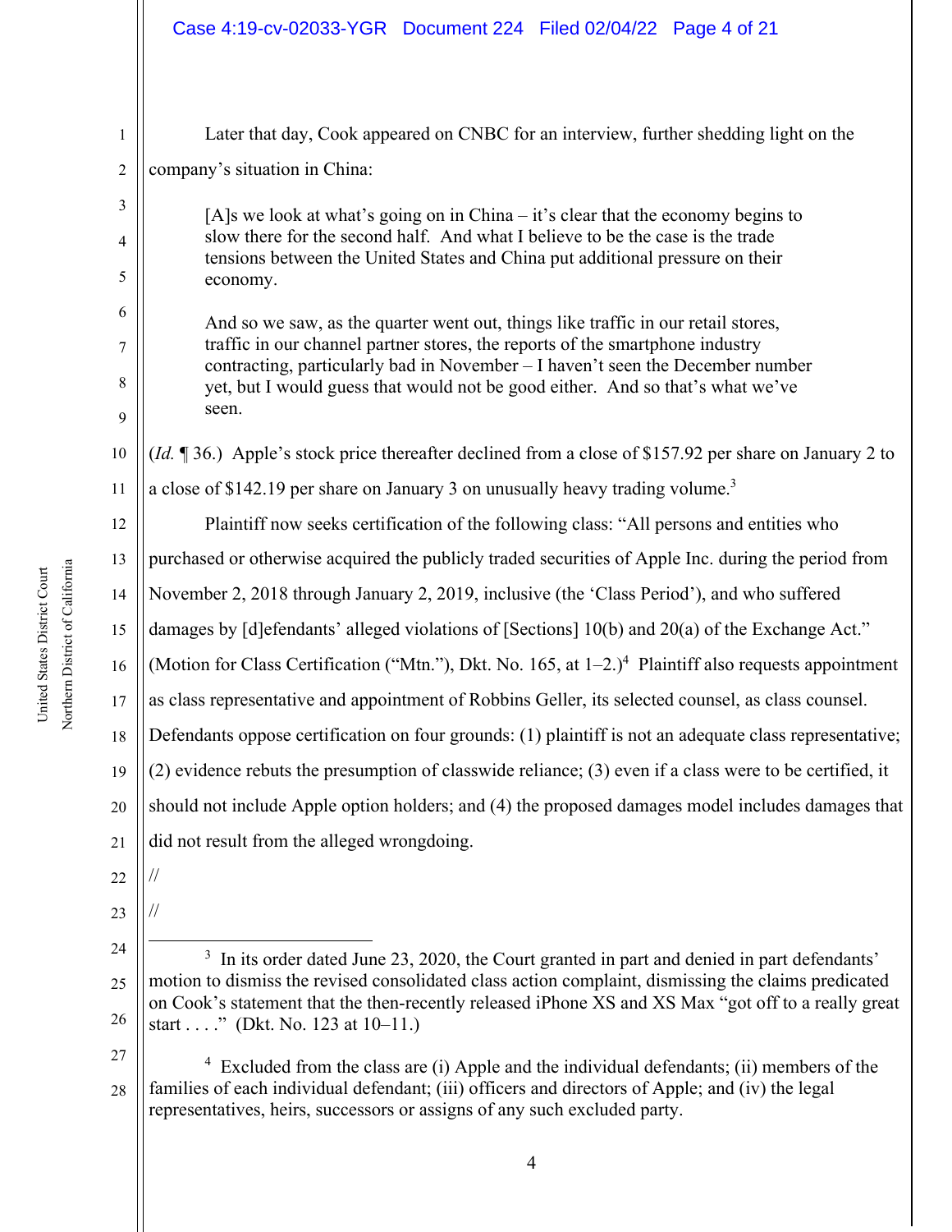Later that day, Cook appeared on CNBC for an interview, further shedding light on the company's situation in China:

> [A]s we look at what's going on in China – it's clear that the economy begins to slow there for the second half. And what I believe to be the case is the trade tensions between the United States and China put additional pressure on their economy.
>
> And so we saw, as the quarter went out, things like traffic in our retail stores, traffic in our channel partner stores, the reports of the smartphone industry contracting, particularly bad in November – I haven't seen the December number yet, but I would guess that would not be good either. And so that's what we've seen.

(*Id.* ¶ 36.) Apple's stock price thereafter declined from a close of $157.92 per share on January 2 to a close of $142.19 per share on January 3 on unusually heavy trading volume.[3]

Plaintiff now seeks certification of the following class: "All persons and entities who purchased or otherwise acquired the publicly traded securities of Apple Inc. during the period from November 2, 2018 through January 2, 2019, inclusive (the 'Class Period'), and who suffered damages by [d]efendants' alleged violations of [Sections] 10(b) and 20(a) of the Exchange Act." (Motion for Class Certification ("Mtn."), Dkt. No. 165, at 1–2.)[4] Plaintiff also requests appointment as class representative and appointment of Robbins Geller, its selected counsel, as class counsel. Defendants oppose certification on four grounds: (1) plaintiff is not an adequate class representative; (2) evidence rebuts the presumption of classwide reliance; (3) even if a class were to be certified, it should not include Apple option holders; and (4) the proposed damages model includes damages that did not result from the alleged wrongdoing.

//

//

---

[3] In its order dated June 23, 2020, the Court granted in part and denied in part defendants' motion to dismiss the revised consolidated class action complaint, dismissing the claims predicated on Cook's statement that the then-recently released iPhone XS and XS Max "got off to a really great start . . . ." (Dkt. No. 123 at 10–11.)

[4] Excluded from the class are (i) Apple and the individual defendants; (ii) members of the families of each individual defendant; (iii) officers and directors of Apple; and (iv) the legal representatives, heirs, successors or assigns of any such excluded party.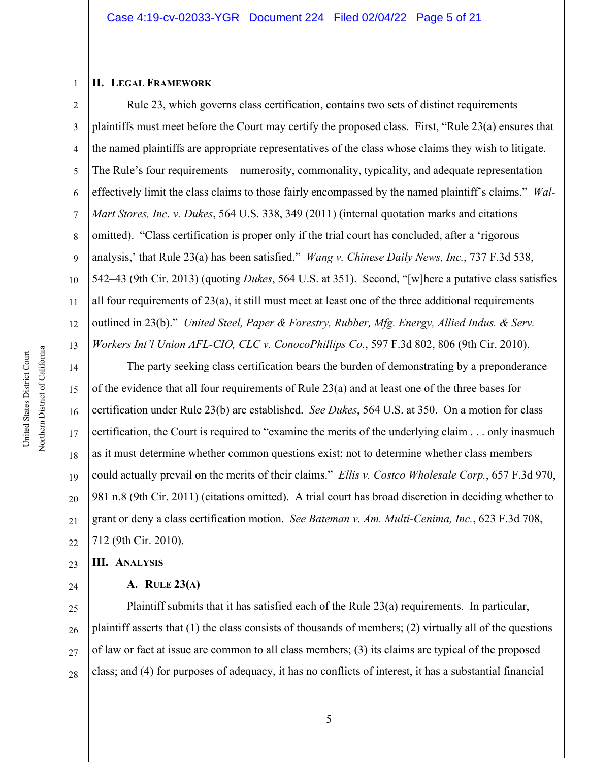## II. Legal Framework

Rule 23, which governs class certification, contains two sets of distinct requirements plaintiffs must meet before the Court may certify the proposed class. First, "Rule 23(a) ensures that the named plaintiffs are appropriate representatives of the class whose claims they wish to litigate. The Rule's four requirements—numerosity, commonality, typicality, and adequate representation—effectively limit the class claims to those fairly encompassed by the named plaintiff's claims." *Wal-Mart Stores, Inc. v. Dukes*, 564 U.S. 338, 349 (2011) (internal quotation marks and citations omitted). "Class certification is proper only if the trial court has concluded, after a 'rigorous analysis,' that Rule 23(a) has been satisfied." *Wang v. Chinese Daily News, Inc.*, 737 F.3d 538, 542–43 (9th Cir. 2013) (quoting *Dukes*, 564 U.S. at 351). Second, "[w]here a putative class satisfies all four requirements of 23(a), it still must meet at least one of the three additional requirements outlined in 23(b)." *United Steel, Paper & Forestry, Rubber, Mfg. Energy, Allied Indus. & Serv. Workers Int'l Union AFL-CIO, CLC v. ConocoPhillips Co.*, 597 F.3d 802, 806 (9th Cir. 2010).

The party seeking class certification bears the burden of demonstrating by a preponderance of the evidence that all four requirements of Rule 23(a) and at least one of the three bases for certification under Rule 23(b) are established. *See Dukes*, 564 U.S. at 350. On a motion for class certification, the Court is required to "examine the merits of the underlying claim . . . only inasmuch as it must determine whether common questions exist; not to determine whether class members could actually prevail on the merits of their claims." *Ellis v. Costco Wholesale Corp.*, 657 F.3d 970, 981 n.8 (9th Cir. 2011) (citations omitted). A trial court has broad discretion in deciding whether to grant or deny a class certification motion. *See Bateman v. Am. Multi-Cenima, Inc.*, 623 F.3d 708, 712 (9th Cir. 2010).

## III. Analysis

### A. Rule 23(a)

Plaintiff submits that it has satisfied each of the Rule 23(a) requirements. In particular, plaintiff asserts that (1) the class consists of thousands of members; (2) virtually all of the questions of law or fact at issue are common to all class members; (3) its claims are typical of the proposed class; and (4) for purposes of adequacy, it has no conflicts of interest, it has a substantial financial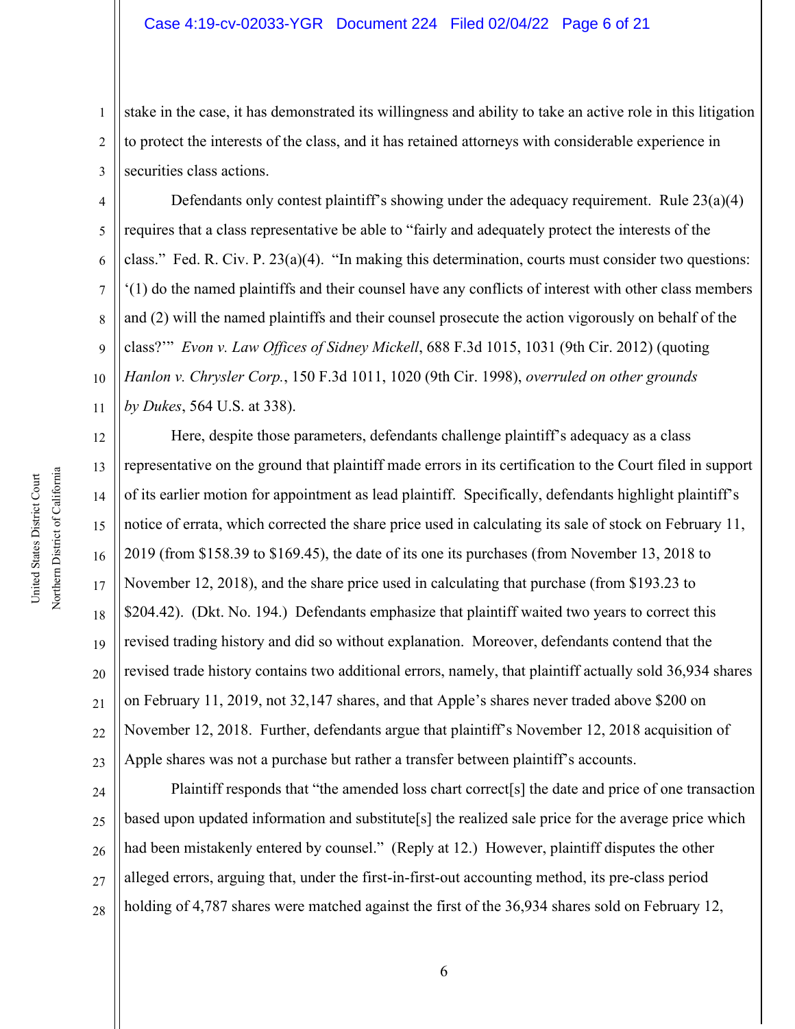stake in the case, it has demonstrated its willingness and ability to take an active role in this litigation to protect the interests of the class, and it has retained attorneys with considerable experience in securities class actions.

Defendants only contest plaintiff's showing under the adequacy requirement. Rule 23(a)(4) requires that a class representative be able to "fairly and adequately protect the interests of the class." Fed. R. Civ. P. 23(a)(4). "In making this determination, courts must consider two questions: '(1) do the named plaintiffs and their counsel have any conflicts of interest with other class members and (2) will the named plaintiffs and their counsel prosecute the action vigorously on behalf of the class?'" *Evon v. Law Offices of Sidney Mickell*, 688 F.3d 1015, 1031 (9th Cir. 2012) (quoting *Hanlon v. Chrysler Corp.*, 150 F.3d 1011, 1020 (9th Cir. 1998), *overruled on other grounds by Dukes*, 564 U.S. at 338).

Here, despite those parameters, defendants challenge plaintiff's adequacy as a class representative on the ground that plaintiff made errors in its certification to the Court filed in support of its earlier motion for appointment as lead plaintiff. Specifically, defendants highlight plaintiff's notice of errata, which corrected the share price used in calculating its sale of stock on February 11, 2019 (from $158.39 to $169.45), the date of its one its purchases (from November 13, 2018 to November 12, 2018), and the share price used in calculating that purchase (from $193.23 to $204.42). (Dkt. No. 194.) Defendants emphasize that plaintiff waited two years to correct this revised trading history and did so without explanation. Moreover, defendants contend that the revised trade history contains two additional errors, namely, that plaintiff actually sold 36,934 shares on February 11, 2019, not 32,147 shares, and that Apple's shares never traded above $200 on November 12, 2018. Further, defendants argue that plaintiff's November 12, 2018 acquisition of Apple shares was not a purchase but rather a transfer between plaintiff's accounts.

Plaintiff responds that "the amended loss chart correct[s] the date and price of one transaction based upon updated information and substitute[s] the realized sale price for the average price which had been mistakenly entered by counsel." (Reply at 12.) However, plaintiff disputes the other alleged errors, arguing that, under the first-in-first-out accounting method, its pre-class period holding of 4,787 shares were matched against the first of the 36,934 shares sold on February 12,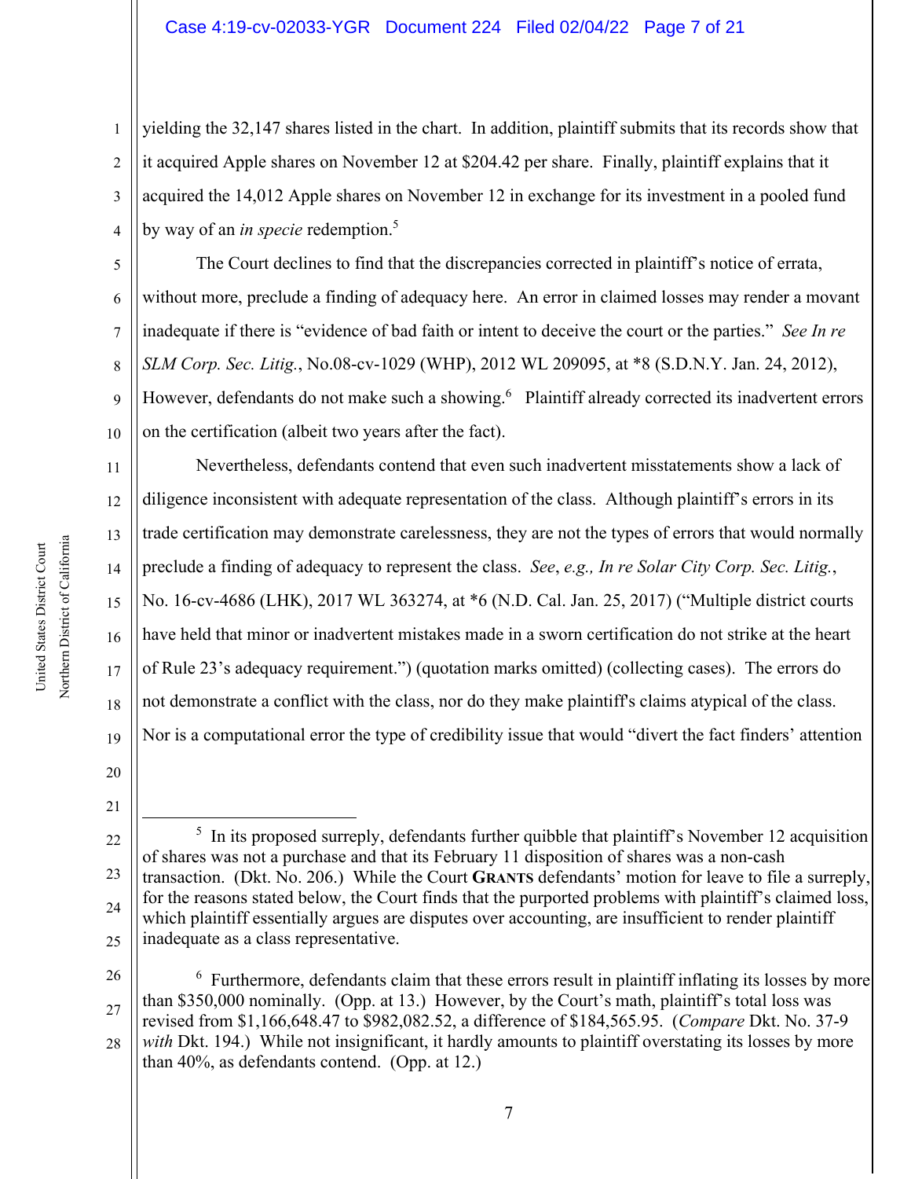yielding the 32,147 shares listed in the chart. In addition, plaintiff submits that its records show that it acquired Apple shares on November 12 at $204.42 per share. Finally, plaintiff explains that it acquired the 14,012 Apple shares on November 12 in exchange for its investment in a pooled fund by way of an *in specie* redemption.[5]

The Court declines to find that the discrepancies corrected in plaintiff's notice of errata, without more, preclude a finding of adequacy here. An error in claimed losses may render a movant inadequate if there is "evidence of bad faith or intent to deceive the court or the parties." *See In re SLM Corp. Sec. Litig.*, No.08-cv-1029 (WHP), 2012 WL 209095, at *8 (S.D.N.Y. Jan. 24, 2012), However, defendants do not make such a showing.[6] Plaintiff already corrected its inadvertent errors on the certification (albeit two years after the fact).

Nevertheless, defendants contend that even such inadvertent misstatements show a lack of diligence inconsistent with adequate representation of the class. Although plaintiff's errors in its trade certification may demonstrate carelessness, they are not the types of errors that would normally preclude a finding of adequacy to represent the class. *See*, *e.g., In re Solar City Corp. Sec. Litig.*, No. 16-cv-4686 (LHK), 2017 WL 363274, at *6 (N.D. Cal. Jan. 25, 2017) ("Multiple district courts have held that minor or inadvertent mistakes made in a sworn certification do not strike at the heart of Rule 23's adequacy requirement.") (quotation marks omitted) (collecting cases). The errors do not demonstrate a conflict with the class, nor do they make plaintiff's claims atypical of the class. Nor is a computational error the type of credibility issue that would "divert the fact finders' attention

---

[5] In its proposed surreply, defendants further quibble that plaintiff's November 12 acquisition of shares was not a purchase and that its February 11 disposition of shares was a non-cash transaction. (Dkt. No. 206.) While the Court **GRANTS** defendants' motion for leave to file a surreply, for the reasons stated below, the Court finds that the purported problems with plaintiff's claimed loss, which plaintiff essentially argues are disputes over accounting, are insufficient to render plaintiff inadequate as a class representative.

[6] Furthermore, defendants claim that these errors result in plaintiff inflating its losses by more than $350,000 nominally. (Opp. at 13.) However, by the Court's math, plaintiff's total loss was revised from $1,166,648.47 to $982,082.52, a difference of $184,565.95. (*Compare* Dkt. No. 37-9 *with* Dkt. 194.) While not insignificant, it hardly amounts to plaintiff overstating its losses by more than 40%, as defendants contend. (Opp. at 12.)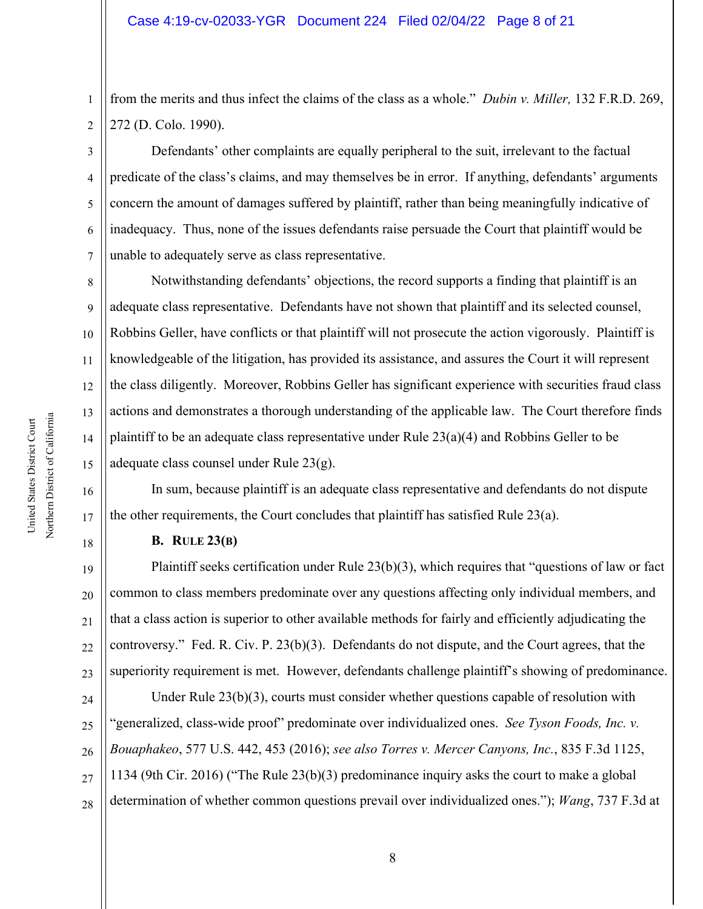from the merits and thus infect the claims of the class as a whole." *Dubin v. Miller,* 132 F.R.D. 269, 272 (D. Colo. 1990).

Defendants' other complaints are equally peripheral to the suit, irrelevant to the factual predicate of the class's claims, and may themselves be in error. If anything, defendants' arguments concern the amount of damages suffered by plaintiff, rather than being meaningfully indicative of inadequacy. Thus, none of the issues defendants raise persuade the Court that plaintiff would be unable to adequately serve as class representative.

Notwithstanding defendants' objections, the record supports a finding that plaintiff is an adequate class representative. Defendants have not shown that plaintiff and its selected counsel, Robbins Geller, have conflicts or that plaintiff will not prosecute the action vigorously. Plaintiff is knowledgeable of the litigation, has provided its assistance, and assures the Court it will represent the class diligently. Moreover, Robbins Geller has significant experience with securities fraud class actions and demonstrates a thorough understanding of the applicable law. The Court therefore finds plaintiff to be an adequate class representative under Rule 23(a)(4) and Robbins Geller to be adequate class counsel under Rule 23(g).

In sum, because plaintiff is an adequate class representative and defendants do not dispute the other requirements, the Court concludes that plaintiff has satisfied Rule 23(a).

**B. RULE 23(B)**

Plaintiff seeks certification under Rule 23(b)(3), which requires that "questions of law or fact common to class members predominate over any questions affecting only individual members, and that a class action is superior to other available methods for fairly and efficiently adjudicating the controversy." Fed. R. Civ. P. 23(b)(3). Defendants do not dispute, and the Court agrees, that the superiority requirement is met. However, defendants challenge plaintiff's showing of predominance.

Under Rule 23(b)(3), courts must consider whether questions capable of resolution with "generalized, class-wide proof" predominate over individualized ones. *See Tyson Foods, Inc. v. Bouaphakeo*, 577 U.S. 442, 453 (2016); *see also Torres v. Mercer Canyons, Inc.*, 835 F.3d 1125, 1134 (9th Cir. 2016) ("The Rule 23(b)(3) predominance inquiry asks the court to make a global determination of whether common questions prevail over individualized ones."); *Wang*, 737 F.3d at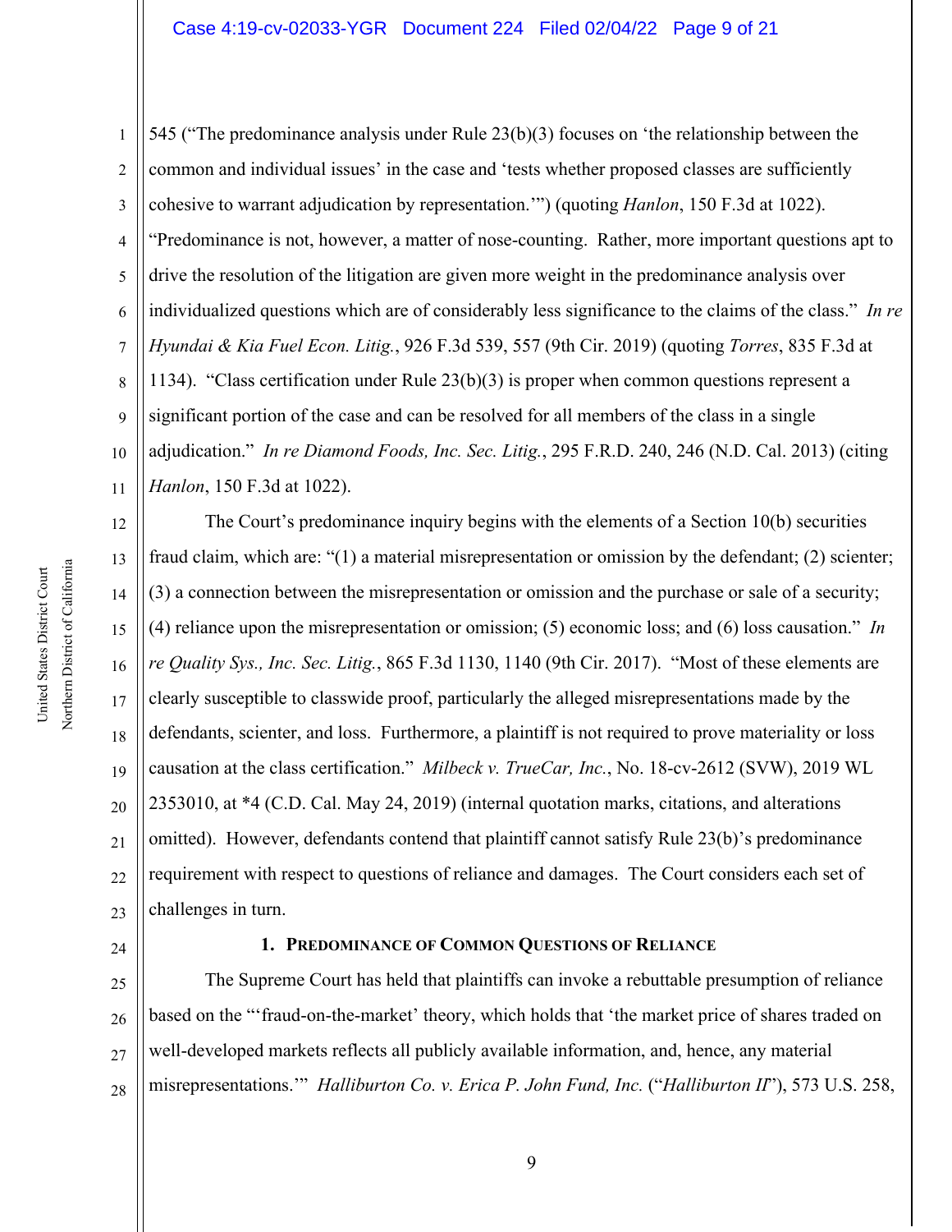545 ("The predominance analysis under Rule 23(b)(3) focuses on 'the relationship between the common and individual issues' in the case and 'tests whether proposed classes are sufficiently cohesive to warrant adjudication by representation.'") (quoting *Hanlon*, 150 F.3d at 1022). "Predominance is not, however, a matter of nose-counting. Rather, more important questions apt to drive the resolution of the litigation are given more weight in the predominance analysis over individualized questions which are of considerably less significance to the claims of the class." *In re Hyundai & Kia Fuel Econ. Litig.*, 926 F.3d 539, 557 (9th Cir. 2019) (quoting *Torres*, 835 F.3d at 1134). "Class certification under Rule 23(b)(3) is proper when common questions represent a significant portion of the case and can be resolved for all members of the class in a single adjudication." *In re Diamond Foods, Inc. Sec. Litig.*, 295 F.R.D. 240, 246 (N.D. Cal. 2013) (citing *Hanlon*, 150 F.3d at 1022).

The Court's predominance inquiry begins with the elements of a Section 10(b) securities fraud claim, which are: "(1) a material misrepresentation or omission by the defendant; (2) scienter; (3) a connection between the misrepresentation or omission and the purchase or sale of a security; (4) reliance upon the misrepresentation or omission; (5) economic loss; and (6) loss causation." *In re Quality Sys., Inc. Sec. Litig.*, 865 F.3d 1130, 1140 (9th Cir. 2017). "Most of these elements are clearly susceptible to classwide proof, particularly the alleged misrepresentations made by the defendants, scienter, and loss. Furthermore, a plaintiff is not required to prove materiality or loss causation at the class certification." *Milbeck v. TrueCar, Inc.*, No. 18-cv-2612 (SVW), 2019 WL 2353010, at *4 (C.D. Cal. May 24, 2019) (internal quotation marks, citations, and alterations omitted). However, defendants contend that plaintiff cannot satisfy Rule 23(b)'s predominance requirement with respect to questions of reliance and damages. The Court considers each set of challenges in turn.

### 1. Predominance of Common Questions of Reliance

The Supreme Court has held that plaintiffs can invoke a rebuttable presumption of reliance based on the "'fraud-on-the-market' theory, which holds that 'the market price of shares traded on well-developed markets reflects all publicly available information, and, hence, any material misrepresentations.'" *Halliburton Co. v. Erica P. John Fund, Inc.* ("*Halliburton II*"), 573 U.S. 258,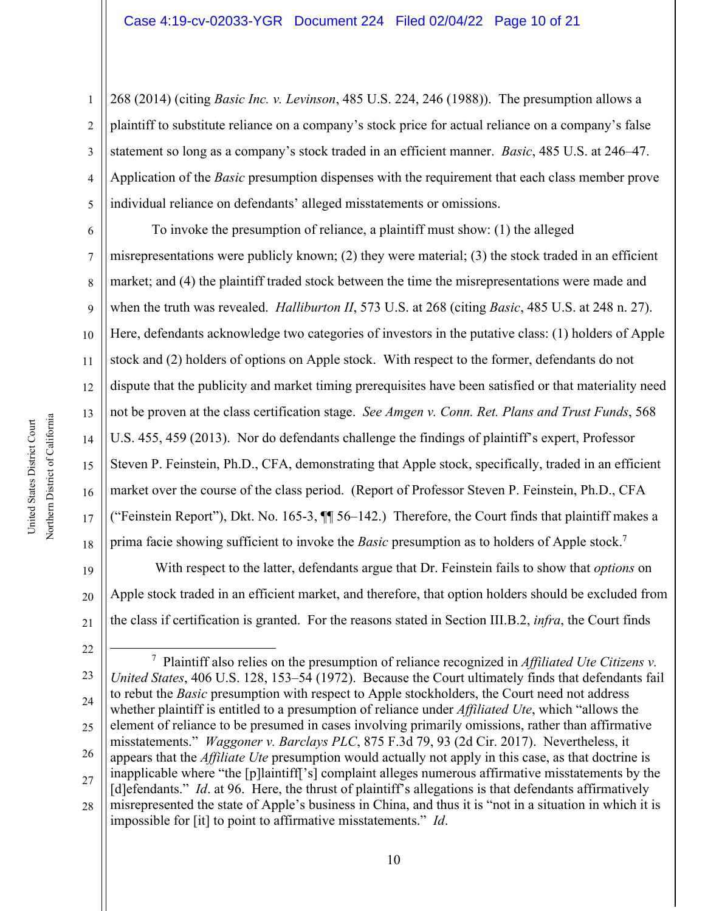268 (2014) (citing *Basic Inc. v. Levinson*, 485 U.S. 224, 246 (1988)). The presumption allows a plaintiff to substitute reliance on a company's stock price for actual reliance on a company's false statement so long as a company's stock traded in an efficient manner. *Basic*, 485 U.S. at 246–47. Application of the *Basic* presumption dispenses with the requirement that each class member prove individual reliance on defendants' alleged misstatements or omissions.

To invoke the presumption of reliance, a plaintiff must show: (1) the alleged misrepresentations were publicly known; (2) they were material; (3) the stock traded in an efficient market; and (4) the plaintiff traded stock between the time the misrepresentations were made and when the truth was revealed. *Halliburton II*, 573 U.S. at 268 (citing *Basic*, 485 U.S. at 248 n. 27). Here, defendants acknowledge two categories of investors in the putative class: (1) holders of Apple stock and (2) holders of options on Apple stock. With respect to the former, defendants do not dispute that the publicity and market timing prerequisites have been satisfied or that materiality need not be proven at the class certification stage. *See Amgen v. Conn. Ret. Plans and Trust Funds*, 568 U.S. 455, 459 (2013). Nor do defendants challenge the findings of plaintiff's expert, Professor Steven P. Feinstein, Ph.D., CFA, demonstrating that Apple stock, specifically, traded in an efficient market over the course of the class period. (Report of Professor Steven P. Feinstein, Ph.D., CFA ("Feinstein Report"), Dkt. No. 165-3, ¶¶ 56–142.) Therefore, the Court finds that plaintiff makes a prima facie showing sufficient to invoke the *Basic* presumption as to holders of Apple stock.[7]

With respect to the latter, defendants argue that Dr. Feinstein fails to show that *options* on Apple stock traded in an efficient market, and therefore, that option holders should be excluded from the class if certification is granted. For the reasons stated in Section III.B.2, *infra*, the Court finds

---

[7] Plaintiff also relies on the presumption of reliance recognized in *Affiliated Ute Citizens v. United States*, 406 U.S. 128, 153–54 (1972). Because the Court ultimately finds that defendants fail to rebut the *Basic* presumption with respect to Apple stockholders, the Court need not address whether plaintiff is entitled to a presumption of reliance under *Affiliated Ute*, which "allows the element of reliance to be presumed in cases involving primarily omissions, rather than affirmative misstatements." *Waggoner v. Barclays PLC*, 875 F.3d 79, 93 (2d Cir. 2017). Nevertheless, it appears that the *Affiliate Ute* presumption would actually not apply in this case, as that doctrine is inapplicable where "the [p]laintiff['s] complaint alleges numerous affirmative misstatements by the [d]efendants." *Id*. at 96. Here, the thrust of plaintiff's allegations is that defendants affirmatively misrepresented the state of Apple's business in China, and thus it is "not in a situation in which it is impossible for [it] to point to affirmative misstatements." *Id*.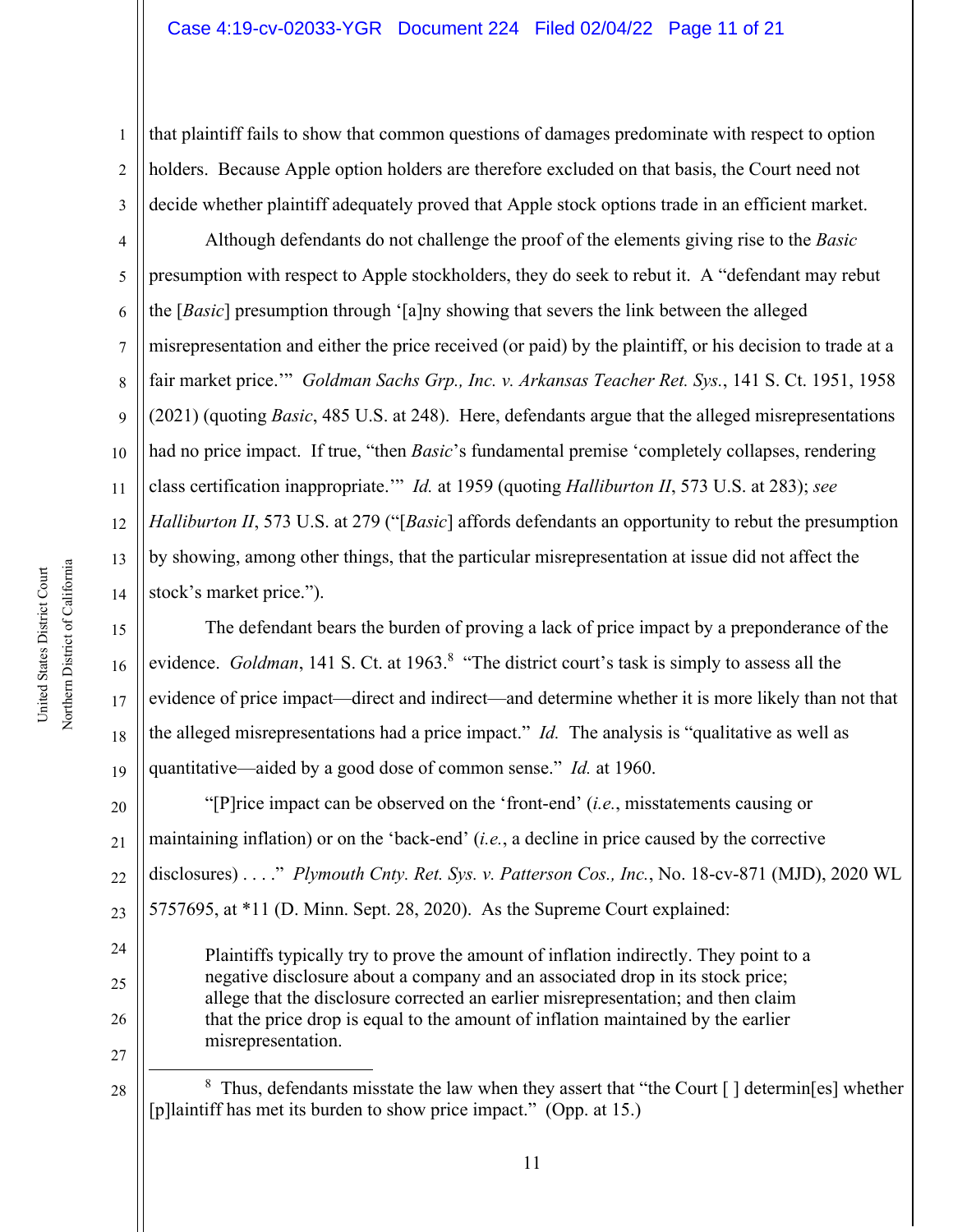that plaintiff fails to show that common questions of damages predominate with respect to option holders. Because Apple option holders are therefore excluded on that basis, the Court need not decide whether plaintiff adequately proved that Apple stock options trade in an efficient market.

Although defendants do not challenge the proof of the elements giving rise to the *Basic* presumption with respect to Apple stockholders, they do seek to rebut it. A "defendant may rebut the [*Basic*] presumption through '[a]ny showing that severs the link between the alleged misrepresentation and either the price received (or paid) by the plaintiff, or his decision to trade at a fair market price.'" *Goldman Sachs Grp., Inc. v. Arkansas Teacher Ret. Sys.*, 141 S. Ct. 1951, 1958 (2021) (quoting *Basic*, 485 U.S. at 248). Here, defendants argue that the alleged misrepresentations had no price impact. If true, "then *Basic*'s fundamental premise 'completely collapses, rendering class certification inappropriate.'" *Id.* at 1959 (quoting *Halliburton II*, 573 U.S. at 283); *see Halliburton II*, 573 U.S. at 279 ("[*Basic*] affords defendants an opportunity to rebut the presumption by showing, among other things, that the particular misrepresentation at issue did not affect the stock's market price.").

The defendant bears the burden of proving a lack of price impact by a preponderance of the evidence. *Goldman*, 141 S. Ct. at 1963.[8] "The district court's task is simply to assess all the evidence of price impact—direct and indirect—and determine whether it is more likely than not that the alleged misrepresentations had a price impact." *Id.* The analysis is "qualitative as well as quantitative—aided by a good dose of common sense." *Id.* at 1960.

"[P]rice impact can be observed on the 'front-end' (*i.e.*, misstatements causing or maintaining inflation) or on the 'back-end' (*i.e.*, a decline in price caused by the corrective disclosures) . . . ." *Plymouth Cnty. Ret. Sys. v. Patterson Cos., Inc.*, No. 18-cv-871 (MJD), 2020 WL 5757695, at *11 (D. Minn. Sept. 28, 2020). As the Supreme Court explained:

> Plaintiffs typically try to prove the amount of inflation indirectly. They point to a negative disclosure about a company and an associated drop in its stock price; allege that the disclosure corrected an earlier misrepresentation; and then claim that the price drop is equal to the amount of inflation maintained by the earlier misrepresentation.

---

[8] Thus, defendants misstate the law when they assert that "the Court [ ] determin[es] whether [p]laintiff has met its burden to show price impact." (Opp. at 15.)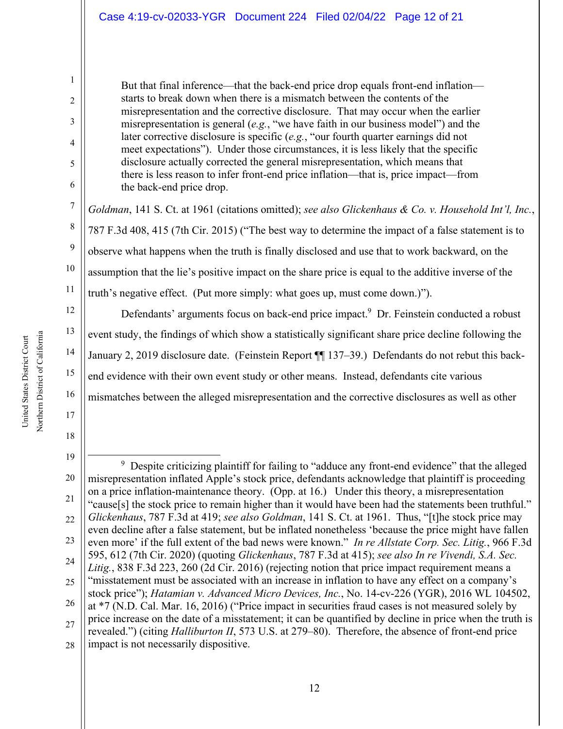> But that final inference—that the back-end price drop equals front-end inflation—starts to break down when there is a mismatch between the contents of the misrepresentation and the corrective disclosure. That may occur when the earlier misrepresentation is general (*e.g.*, "we have faith in our business model") and the later corrective disclosure is specific (*e.g.*, "our fourth quarter earnings did not meet expectations"). Under those circumstances, it is less likely that the specific disclosure actually corrected the general misrepresentation, which means that there is less reason to infer front-end price inflation—that is, price impact—from the back-end price drop.

*Goldman*, 141 S. Ct. at 1961 (citations omitted); *see also Glickenhaus & Co. v. Household Int'l, Inc.*, 787 F.3d 408, 415 (7th Cir. 2015) ("The best way to determine the impact of a false statement is to observe what happens when the truth is finally disclosed and use that to work backward, on the assumption that the lie's positive impact on the share price is equal to the additive inverse of the truth's negative effect. (Put more simply: what goes up, must come down.)").

Defendants' arguments focus on back-end price impact.[9] Dr. Feinstein conducted a robust event study, the findings of which show a statistically significant share price decline following the January 2, 2019 disclosure date. (Feinstein Report ¶¶ 137–39.) Defendants do not rebut this back-end evidence with their own event study or other means. Instead, defendants cite various mismatches between the alleged misrepresentation and the corrective disclosures as well as other

---

[9] Despite criticizing plaintiff for failing to "adduce any front-end evidence" that the alleged misrepresentation inflated Apple's stock price, defendants acknowledge that plaintiff is proceeding on a price inflation-maintenance theory. (Opp. at 16.) Under this theory, a misrepresentation "cause[s] the stock price to remain higher than it would have been had the statements been truthful." *Glickenhaus*, 787 F.3d at 419; *see also Goldman*, 141 S. Ct. at 1961. Thus, "[t]he stock price may even decline after a false statement, but be inflated nonetheless 'because the price might have fallen even more' if the full extent of the bad news were known." *In re Allstate Corp. Sec. Litig.*, 966 F.3d 595, 612 (7th Cir. 2020) (quoting *Glickenhaus*, 787 F.3d at 415); *see also In re Vivendi, S.A. Sec. Litig.*, 838 F.3d 223, 260 (2d Cir. 2016) (rejecting notion that price impact requirement means a "misstatement must be associated with an increase in inflation to have any effect on a company's stock price"); *Hatamian v. Advanced Micro Devices, Inc.*, No. 14-cv-226 (YGR), 2016 WL 104502, at *7 (N.D. Cal. Mar. 16, 2016) ("Price impact in securities fraud cases is not measured solely by price increase on the date of a misstatement; it can be quantified by decline in price when the truth is revealed.") (citing *Halliburton II*, 573 U.S. at 279–80). Therefore, the absence of front-end price impact is not necessarily dispositive.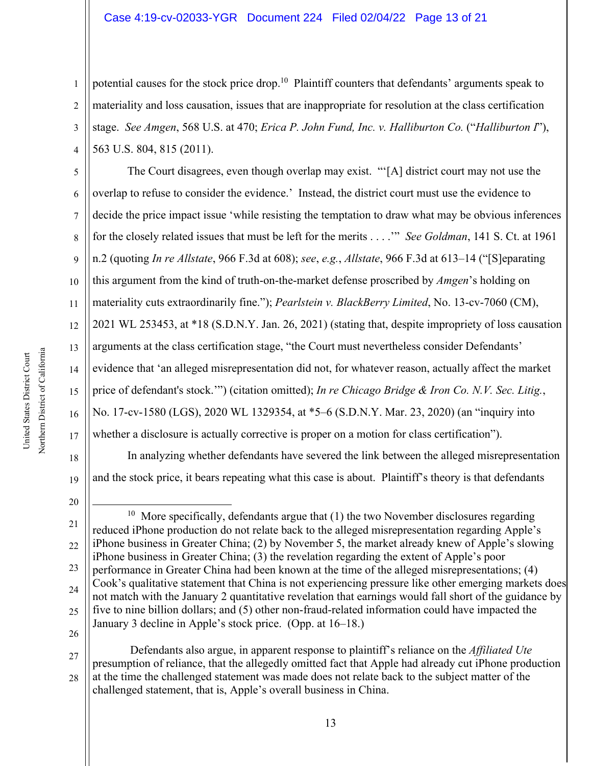potential causes for the stock price drop.[10] Plaintiff counters that defendants' arguments speak to materiality and loss causation, issues that are inappropriate for resolution at the class certification stage. *See Amgen*, 568 U.S. at 470; *Erica P. John Fund, Inc. v. Halliburton Co.* ("*Halliburton I*"), 563 U.S. 804, 815 (2011).

The Court disagrees, even though overlap may exist. "'[A] district court may not use the overlap to refuse to consider the evidence.' Instead, the district court must use the evidence to decide the price impact issue 'while resisting the temptation to draw what may be obvious inferences for the closely related issues that must be left for the merits . . . .'" *See Goldman*, 141 S. Ct. at 1961 n.2 (quoting *In re Allstate*, 966 F.3d at 608); *see*, *e.g.*, *Allstate*, 966 F.3d at 613–14 ("[S]eparating this argument from the kind of truth-on-the-market defense proscribed by *Amgen*'s holding on materiality cuts extraordinarily fine."); *Pearlstein v. BlackBerry Limited*, No. 13-cv-7060 (CM), 2021 WL 253453, at *18 (S.D.N.Y. Jan. 26, 2021) (stating that, despite impropriety of loss causation arguments at the class certification stage, "the Court must nevertheless consider Defendants' evidence that 'an alleged misrepresentation did not, for whatever reason, actually affect the market price of defendant's stock.'") (citation omitted); *In re Chicago Bridge & Iron Co. N.V. Sec. Litig.*, No. 17-cv-1580 (LGS), 2020 WL 1329354, at *5–6 (S.D.N.Y. Mar. 23, 2020) (an "inquiry into whether a disclosure is actually corrective is proper on a motion for class certification").

In analyzing whether defendants have severed the link between the alleged misrepresentation and the stock price, it bears repeating what this case is about. Plaintiff's theory is that defendants

---

[10] More specifically, defendants argue that (1) the two November disclosures regarding reduced iPhone production do not relate back to the alleged misrepresentation regarding Apple's iPhone business in Greater China; (2) by November 5, the market already knew of Apple's slowing iPhone business in Greater China; (3) the revelation regarding the extent of Apple's poor performance in Greater China had been known at the time of the alleged misrepresentations; (4) Cook's qualitative statement that China is not experiencing pressure like other emerging markets does not match with the January 2 quantitative revelation that earnings would fall short of the guidance by five to nine billion dollars; and (5) other non-fraud-related information could have impacted the January 3 decline in Apple's stock price. (Opp. at 16–18.)

Defendants also argue, in apparent response to plaintiff's reliance on the *Affiliated Ute* presumption of reliance, that the allegedly omitted fact that Apple had already cut iPhone production at the time the challenged statement was made does not relate back to the subject matter of the challenged statement, that is, Apple's overall business in China.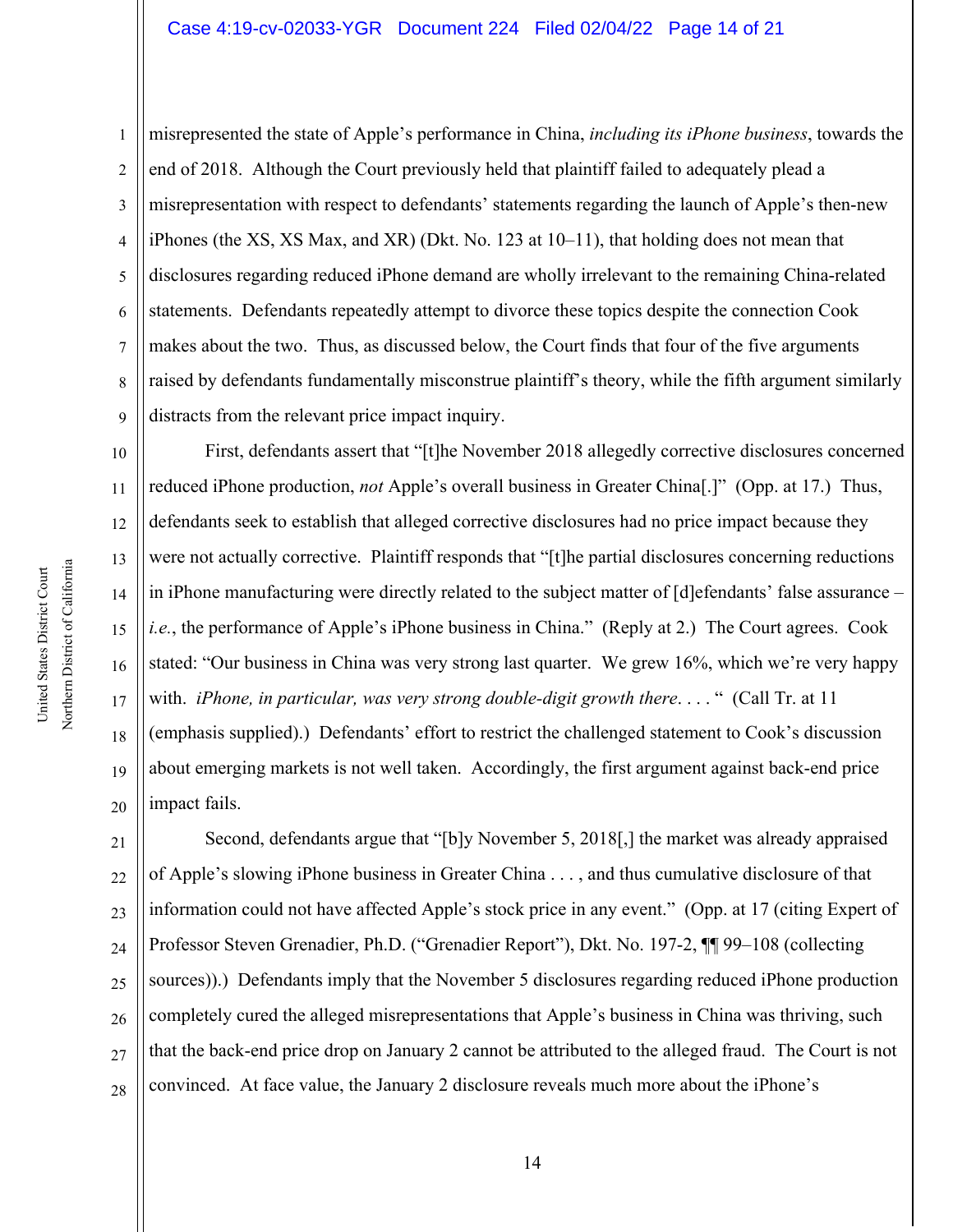misrepresented the state of Apple's performance in China, *including its iPhone business*, towards the end of 2018. Although the Court previously held that plaintiff failed to adequately plead a misrepresentation with respect to defendants' statements regarding the launch of Apple's then-new iPhones (the XS, XS Max, and XR) (Dkt. No. 123 at 10–11), that holding does not mean that disclosures regarding reduced iPhone demand are wholly irrelevant to the remaining China-related statements. Defendants repeatedly attempt to divorce these topics despite the connection Cook makes about the two. Thus, as discussed below, the Court finds that four of the five arguments raised by defendants fundamentally misconstrue plaintiff's theory, while the fifth argument similarly distracts from the relevant price impact inquiry.

First, defendants assert that "[t]he November 2018 allegedly corrective disclosures concerned reduced iPhone production, *not* Apple's overall business in Greater China[.]" (Opp. at 17.) Thus, defendants seek to establish that alleged corrective disclosures had no price impact because they were not actually corrective. Plaintiff responds that "[t]he partial disclosures concerning reductions in iPhone manufacturing were directly related to the subject matter of [d]efendants' false assurance – *i.e.*, the performance of Apple's iPhone business in China." (Reply at 2.) The Court agrees. Cook stated: "Our business in China was very strong last quarter. We grew 16%, which we're very happy with. *iPhone, in particular, was very strong double-digit growth there*. . . . " (Call Tr. at 11 (emphasis supplied).) Defendants' effort to restrict the challenged statement to Cook's discussion about emerging markets is not well taken. Accordingly, the first argument against back-end price impact fails.

Second, defendants argue that "[b]y November 5, 2018[,] the market was already appraised of Apple's slowing iPhone business in Greater China . . . , and thus cumulative disclosure of that information could not have affected Apple's stock price in any event." (Opp. at 17 (citing Expert of Professor Steven Grenadier, Ph.D. ("Grenadier Report"), Dkt. No. 197-2, ¶¶ 99–108 (collecting sources)).) Defendants imply that the November 5 disclosures regarding reduced iPhone production completely cured the alleged misrepresentations that Apple's business in China was thriving, such that the back-end price drop on January 2 cannot be attributed to the alleged fraud. The Court is not convinced. At face value, the January 2 disclosure reveals much more about the iPhone's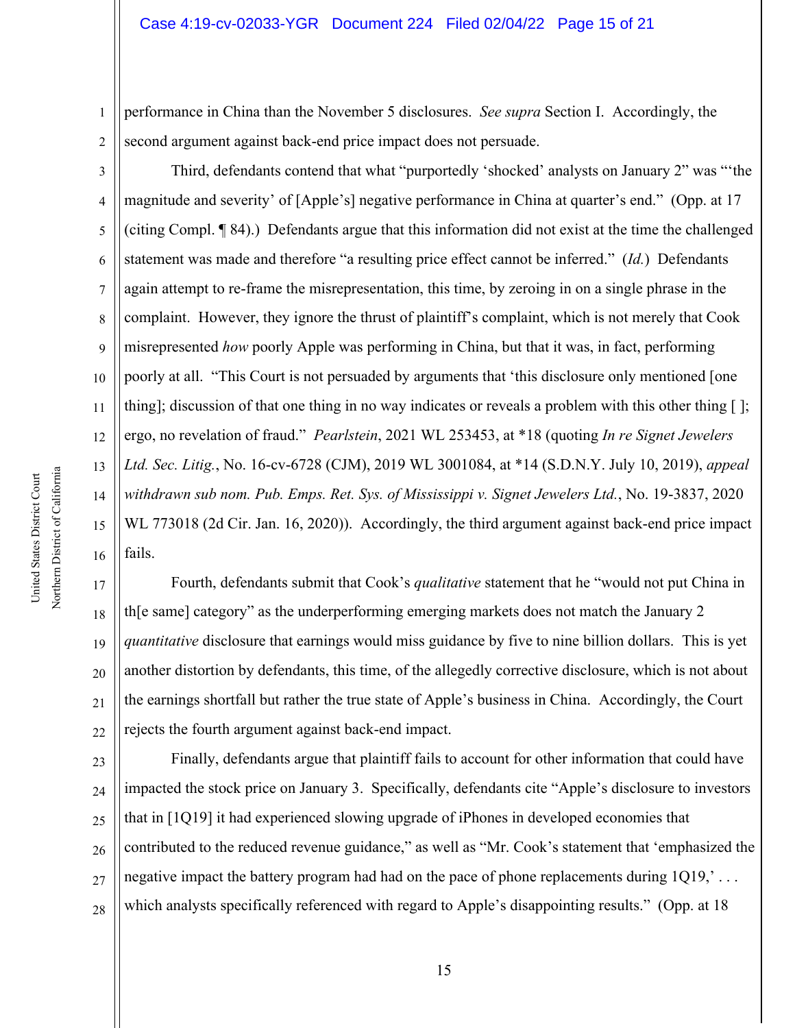performance in China than the November 5 disclosures. *See supra* Section I. Accordingly, the second argument against back-end price impact does not persuade.

Third, defendants contend that what "purportedly 'shocked' analysts on January 2" was "'the magnitude and severity' of [Apple's] negative performance in China at quarter's end." (Opp. at 17 (citing Compl. ¶ 84).) Defendants argue that this information did not exist at the time the challenged statement was made and therefore "a resulting price effect cannot be inferred." (*Id.*) Defendants again attempt to re-frame the misrepresentation, this time, by zeroing in on a single phrase in the complaint. However, they ignore the thrust of plaintiff's complaint, which is not merely that Cook misrepresented *how* poorly Apple was performing in China, but that it was, in fact, performing poorly at all. "This Court is not persuaded by arguments that 'this disclosure only mentioned [one thing]; discussion of that one thing in no way indicates or reveals a problem with this other thing [ ]; ergo, no revelation of fraud." *Pearlstein*, 2021 WL 253453, at *18 (quoting *In re Signet Jewelers Ltd. Sec. Litig.*, No. 16-cv-6728 (CJM), 2019 WL 3001084, at *14 (S.D.N.Y. July 10, 2019), *appeal withdrawn sub nom. Pub. Emps. Ret. Sys. of Mississippi v. Signet Jewelers Ltd.*, No. 19-3837, 2020 WL 773018 (2d Cir. Jan. 16, 2020)). Accordingly, the third argument against back-end price impact fails.

Fourth, defendants submit that Cook's *qualitative* statement that he "would not put China in th[e same] category" as the underperforming emerging markets does not match the January 2 *quantitative* disclosure that earnings would miss guidance by five to nine billion dollars. This is yet another distortion by defendants, this time, of the allegedly corrective disclosure, which is not about the earnings shortfall but rather the true state of Apple's business in China. Accordingly, the Court rejects the fourth argument against back-end impact.

Finally, defendants argue that plaintiff fails to account for other information that could have impacted the stock price on January 3. Specifically, defendants cite "Apple's disclosure to investors that in [1Q19] it had experienced slowing upgrade of iPhones in developed economies that contributed to the reduced revenue guidance," as well as "Mr. Cook's statement that 'emphasized the negative impact the battery program had had on the pace of phone replacements during 1Q19,' . . . which analysts specifically referenced with regard to Apple's disappointing results." (Opp. at 18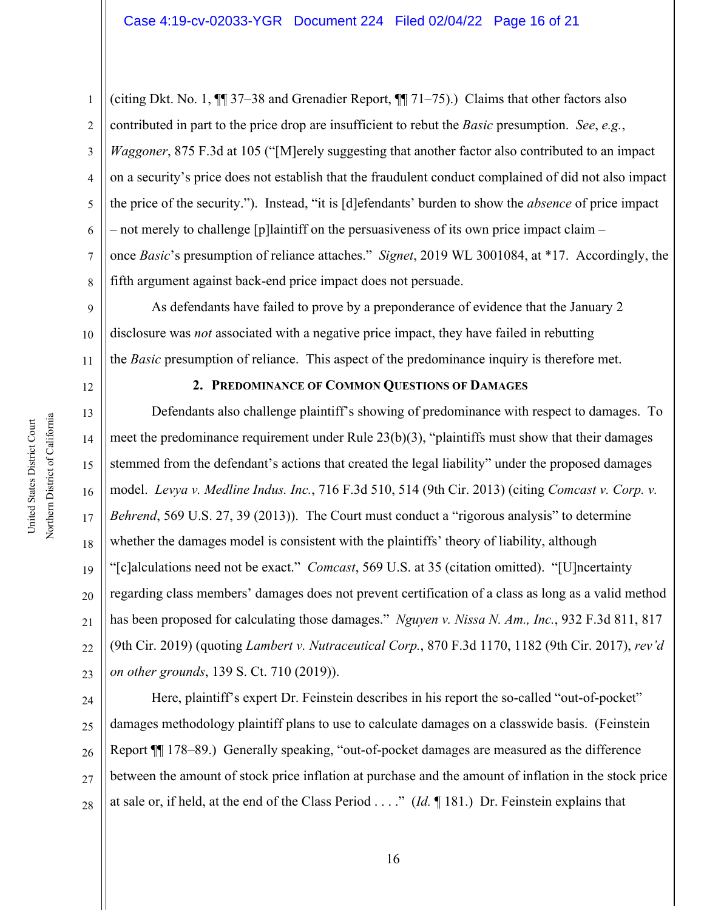(citing Dkt. No. 1, ¶¶ 37–38 and Grenadier Report, ¶¶ 71–75).) Claims that other factors also contributed in part to the price drop are insufficient to rebut the *Basic* presumption. *See*, *e.g.*, *Waggoner*, 875 F.3d at 105 ("[M]erely suggesting that another factor also contributed to an impact on a security's price does not establish that the fraudulent conduct complained of did not also impact the price of the security."). Instead, "it is [d]efendants' burden to show the *absence* of price impact – not merely to challenge [p]laintiff on the persuasiveness of its own price impact claim – once *Basic*'s presumption of reliance attaches." *Signet*, 2019 WL 3001084, at *17. Accordingly, the fifth argument against back-end price impact does not persuade.

As defendants have failed to prove by a preponderance of evidence that the January 2 disclosure was *not* associated with a negative price impact, they have failed in rebutting the *Basic* presumption of reliance. This aspect of the predominance inquiry is therefore met.

**2. Predominance of Common Questions of Damages**

Defendants also challenge plaintiff's showing of predominance with respect to damages. To meet the predominance requirement under Rule 23(b)(3), "plaintiffs must show that their damages stemmed from the defendant's actions that created the legal liability" under the proposed damages model. *Levya v. Medline Indus. Inc.*, 716 F.3d 510, 514 (9th Cir. 2013) (citing *Comcast v. Corp. v. Behrend*, 569 U.S. 27, 39 (2013)). The Court must conduct a "rigorous analysis" to determine whether the damages model is consistent with the plaintiffs' theory of liability, although "[c]alculations need not be exact." *Comcast*, 569 U.S. at 35 (citation omitted). "[U]ncertainty regarding class members' damages does not prevent certification of a class as long as a valid method has been proposed for calculating those damages." *Nguyen v. Nissa N. Am., Inc.*, 932 F.3d 811, 817 (9th Cir. 2019) (quoting *Lambert v. Nutraceutical Corp.*, 870 F.3d 1170, 1182 (9th Cir. 2017), *rev'd on other grounds*, 139 S. Ct. 710 (2019)).

Here, plaintiff's expert Dr. Feinstein describes in his report the so-called "out-of-pocket" damages methodology plaintiff plans to use to calculate damages on a classwide basis. (Feinstein Report ¶¶ 178–89.) Generally speaking, "out-of-pocket damages are measured as the difference between the amount of stock price inflation at purchase and the amount of inflation in the stock price at sale or, if held, at the end of the Class Period . . . ." (*Id.* ¶ 181.) Dr. Feinstein explains that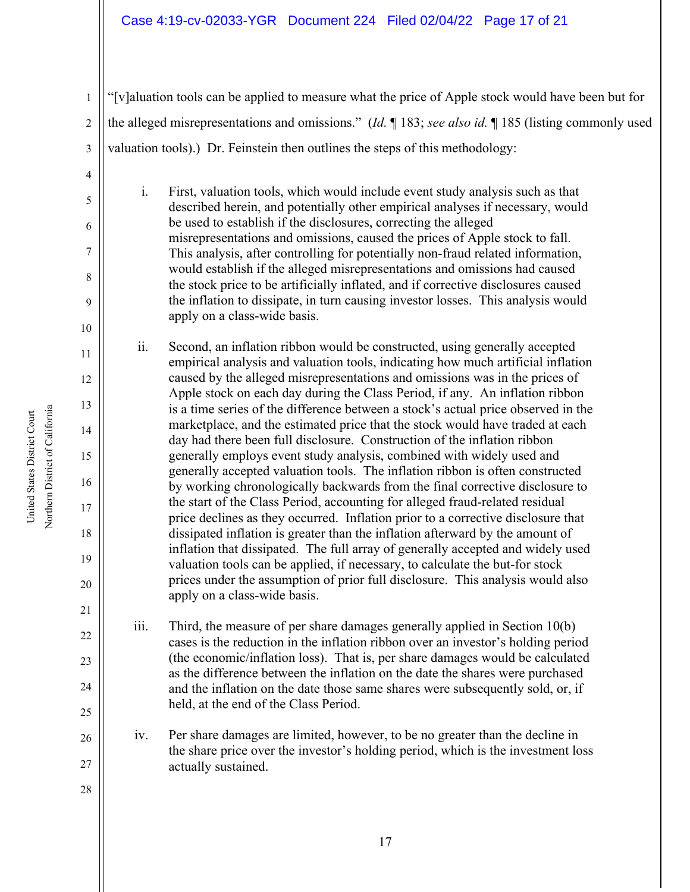"[v]aluation tools can be applied to measure what the price of Apple stock would have been but for the alleged misrepresentations and omissions." (*Id.* ¶ 183; *see also id.* ¶ 185 (listing commonly used valuation tools).) Dr. Feinstein then outlines the steps of this methodology:

> i. First, valuation tools, which would include event study analysis such as that described herein, and potentially other empirical analyses if necessary, would be used to establish if the disclosures, correcting the alleged misrepresentations and omissions, caused the prices of Apple stock to fall. This analysis, after controlling for potentially non-fraud related information, would establish if the alleged misrepresentations and omissions had caused the stock price to be artificially inflated, and if corrective disclosures caused the inflation to dissipate, in turn causing investor losses. This analysis would apply on a class-wide basis.
>
> ii. Second, an inflation ribbon would be constructed, using generally accepted empirical analysis and valuation tools, indicating how much artificial inflation caused by the alleged misrepresentations and omissions was in the prices of Apple stock on each day during the Class Period, if any. An inflation ribbon is a time series of the difference between a stock's actual price observed in the marketplace, and the estimated price that the stock would have traded at each day had there been full disclosure. Construction of the inflation ribbon generally employs event study analysis, combined with widely used and generally accepted valuation tools. The inflation ribbon is often constructed by working chronologically backwards from the final corrective disclosure to the start of the Class Period, accounting for alleged fraud-related residual price declines as they occurred. Inflation prior to a corrective disclosure that dissipated inflation is greater than the inflation afterward by the amount of inflation that dissipated. The full array of generally accepted and widely used valuation tools can be applied, if necessary, to calculate the but-for stock prices under the assumption of prior full disclosure. This analysis would also apply on a class-wide basis.
>
> iii. Third, the measure of per share damages generally applied in Section 10(b) cases is the reduction in the inflation ribbon over an investor's holding period (the economic/inflation loss). That is, per share damages would be calculated as the difference between the inflation on the date the shares were purchased and the inflation on the date those same shares were subsequently sold, or, if held, at the end of the Class Period.
>
> iv. Per share damages are limited, however, to be no greater than the decline in the share price over the investor's holding period, which is the investment loss actually sustained.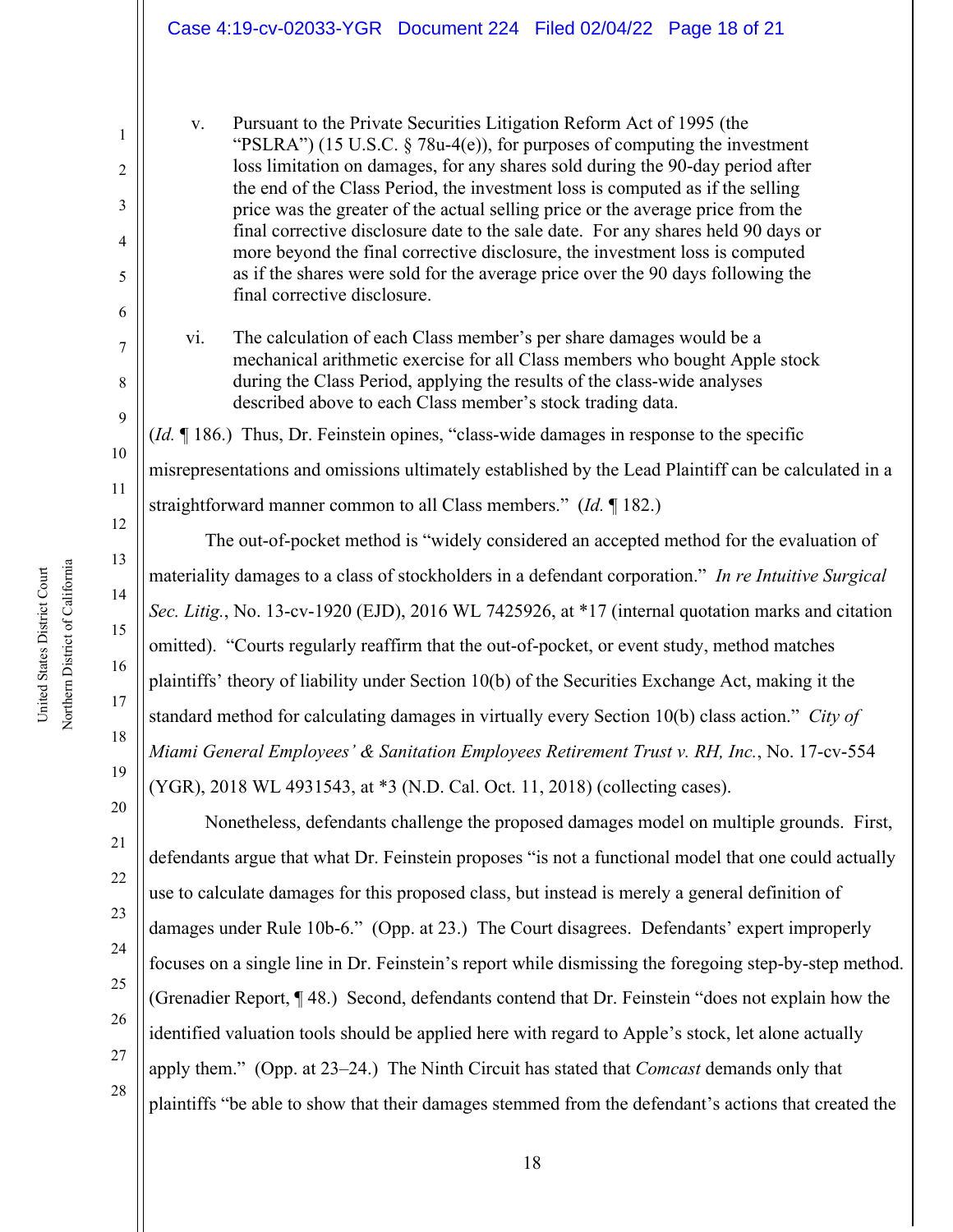v. Pursuant to the Private Securities Litigation Reform Act of 1995 (the "PSLRA") (15 U.S.C. § 78u-4(e)), for purposes of computing the investment loss limitation on damages, for any shares sold during the 90-day period after the end of the Class Period, the investment loss is computed as if the selling price was the greater of the actual selling price or the average price from the final corrective disclosure date to the sale date. For any shares held 90 days or more beyond the final corrective disclosure, the investment loss is computed as if the shares were sold for the average price over the 90 days following the final corrective disclosure.

vi. The calculation of each Class member's per share damages would be a mechanical arithmetic exercise for all Class members who bought Apple stock during the Class Period, applying the results of the class-wide analyses described above to each Class member's stock trading data.

(*Id.* ¶ 186.) Thus, Dr. Feinstein opines, "class-wide damages in response to the specific misrepresentations and omissions ultimately established by the Lead Plaintiff can be calculated in a straightforward manner common to all Class members." (*Id.* ¶ 182.)

The out-of-pocket method is "widely considered an accepted method for the evaluation of materiality damages to a class of stockholders in a defendant corporation." *In re Intuitive Surgical Sec. Litig.*, No. 13-cv-1920 (EJD), 2016 WL 7425926, at *17 (internal quotation marks and citation omitted). "Courts regularly reaffirm that the out-of-pocket, or event study, method matches plaintiffs' theory of liability under Section 10(b) of the Securities Exchange Act, making it the standard method for calculating damages in virtually every Section 10(b) class action." *City of Miami General Employees' & Sanitation Employees Retirement Trust v. RH, Inc.*, No. 17-cv-554 (YGR), 2018 WL 4931543, at *3 (N.D. Cal. Oct. 11, 2018) (collecting cases).

Nonetheless, defendants challenge the proposed damages model on multiple grounds. First, defendants argue that what Dr. Feinstein proposes "is not a functional model that one could actually use to calculate damages for this proposed class, but instead is merely a general definition of damages under Rule 10b-6." (Opp. at 23.) The Court disagrees. Defendants' expert improperly focuses on a single line in Dr. Feinstein's report while dismissing the foregoing step-by-step method. (Grenadier Report, ¶ 48.) Second, defendants contend that Dr. Feinstein "does not explain how the identified valuation tools should be applied here with regard to Apple's stock, let alone actually apply them." (Opp. at 23–24.) The Ninth Circuit has stated that *Comcast* demands only that plaintiffs "be able to show that their damages stemmed from the defendant's actions that created the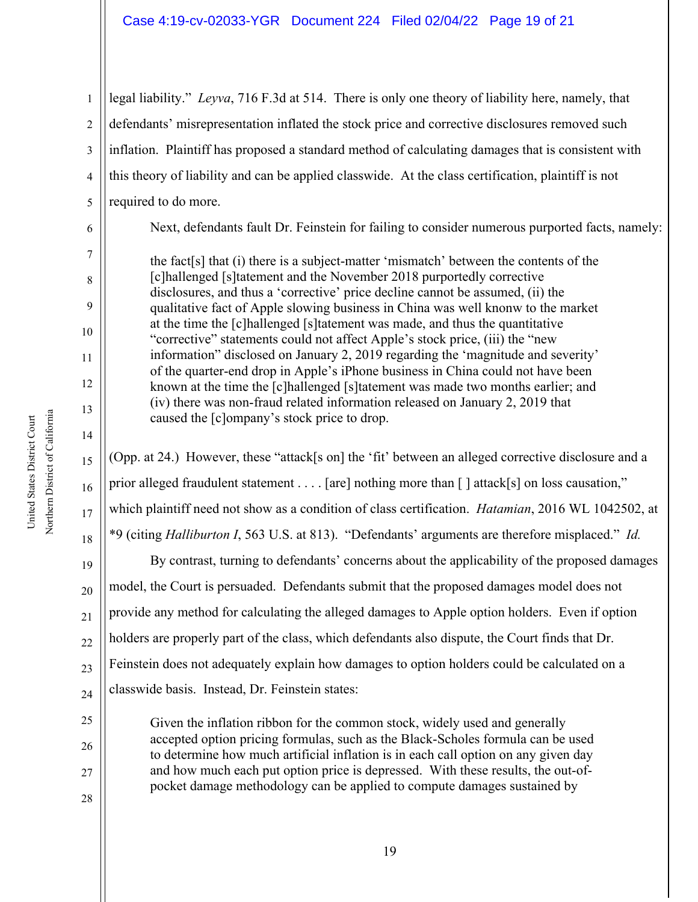legal liability." *Leyva*, 716 F.3d at 514. There is only one theory of liability here, namely, that defendants' misrepresentation inflated the stock price and corrective disclosures removed such inflation. Plaintiff has proposed a standard method of calculating damages that is consistent with this theory of liability and can be applied classwide. At the class certification, plaintiff is not required to do more.

Next, defendants fault Dr. Feinstein for failing to consider numerous purported facts, namely:

> the fact[s] that (i) there is a subject-matter 'mismatch' between the contents of the [c]hallenged [s]tatement and the November 2018 purportedly corrective disclosures, and thus a 'corrective' price decline cannot be assumed, (ii) the qualitative fact of Apple slowing business in China was well knonw to the market at the time the [c]hallenged [s]tatement was made, and thus the quantitative "corrective" statements could not affect Apple's stock price, (iii) the "new information" disclosed on January 2, 2019 regarding the 'magnitude and severity' of the quarter-end drop in Apple's iPhone business in China could not have been known at the time the [c]hallenged [s]tatement was made two months earlier; and (iv) there was non-fraud related information released on January 2, 2019 that caused the [c]ompany's stock price to drop.

(Opp. at 24.) However, these "attack[s on] the 'fit' between an alleged corrective disclosure and a prior alleged fraudulent statement . . . . [are] nothing more than [ ] attack[s] on loss causation," which plaintiff need not show as a condition of class certification. *Hatamian*, 2016 WL 1042502, at *9 (citing *Halliburton I*, 563 U.S. at 813). "Defendants' arguments are therefore misplaced." *Id.*

By contrast, turning to defendants' concerns about the applicability of the proposed damages model, the Court is persuaded. Defendants submit that the proposed damages model does not provide any method for calculating the alleged damages to Apple option holders. Even if option holders are properly part of the class, which defendants also dispute, the Court finds that Dr. Feinstein does not adequately explain how damages to option holders could be calculated on a classwide basis. Instead, Dr. Feinstein states:

> Given the inflation ribbon for the common stock, widely used and generally accepted option pricing formulas, such as the Black-Scholes formula can be used to determine how much artificial inflation is in each call option on any given day and how much each put option price is depressed. With these results, the out-of-pocket damage methodology can be applied to compute damages sustained by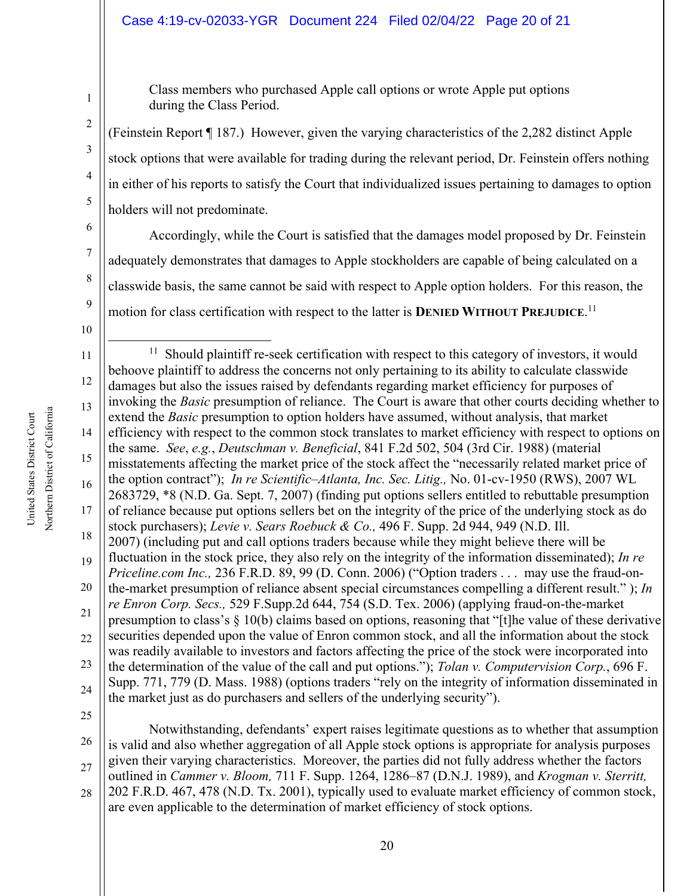Class members who purchased Apple call options or wrote Apple put options during the Class Period.

(Feinstein Report ¶ 187.) However, given the varying characteristics of the 2,282 distinct Apple stock options that were available for trading during the relevant period, Dr. Feinstein offers nothing in either of his reports to satisfy the Court that individualized issues pertaining to damages to option holders will not predominate.

Accordingly, while the Court is satisfied that the damages model proposed by Dr. Feinstein adequately demonstrates that damages to Apple stockholders are capable of being calculated on a classwide basis, the same cannot be said with respect to Apple option holders. For this reason, the motion for class certification with respect to the latter is **DENIED WITHOUT PREJUDICE**.[11]

---

[11] Should plaintiff re-seek certification with respect to this category of investors, it would behoove plaintiff to address the concerns not only pertaining to its ability to calculate classwide damages but also the issues raised by defendants regarding market efficiency for purposes of invoking the *Basic* presumption of reliance. The Court is aware that other courts deciding whether to extend the *Basic* presumption to option holders have assumed, without analysis, that market efficiency with respect to the common stock translates to market efficiency with respect to options on the same. *See*, *e.g.*, *Deutschman v. Beneficial*, 841 F.2d 502, 504 (3rd Cir. 1988) (material misstatements affecting the market price of the stock affect the "necessarily related market price of the option contract"); *In re Scientific–Atlanta, Inc. Sec. Litig.,* No. 01-cv-1950 (RWS), 2007 WL 2683729, *8 (N.D. Ga. Sept. 7, 2007) (finding put options sellers entitled to rebuttable presumption of reliance because put options sellers bet on the integrity of the price of the underlying stock as do stock purchasers); *Levie v. Sears Roebuck & Co.,* 496 F. Supp. 2d 944, 949 (N.D. Ill. 2007) (including put and call options traders because while they might believe there will be fluctuation in the stock price, they also rely on the integrity of the information disseminated); *In re Priceline.com Inc.,* 236 F.R.D. 89, 99 (D. Conn. 2006) ("Option traders . . . may use the fraud-on-the-market presumption of reliance absent special circumstances compelling a different result." ); *In re Enron Corp. Secs.,* 529 F.Supp.2d 644, 754 (S.D. Tex. 2006) (applying fraud-on-the-market presumption to class's § 10(b) claims based on options, reasoning that "[t]he value of these derivative securities depended upon the value of Enron common stock, and all the information about the stock was readily available to investors and factors affecting the price of the stock were incorporated into the determination of the value of the call and put options."); *Tolan v. Computervision Corp.*, 696 F. Supp. 771, 779 (D. Mass. 1988) (options traders "rely on the integrity of information disseminated in the market just as do purchasers and sellers of the underlying security").

Notwithstanding, defendants' expert raises legitimate questions as to whether that assumption is valid and also whether aggregation of all Apple stock options is appropriate for analysis purposes given their varying characteristics. Moreover, the parties did not fully address whether the factors outlined in *Cammer v. Bloom,* 711 F. Supp. 1264, 1286–87 (D.N.J. 1989), and *Krogman v. Sterritt,* 202 F.R.D. 467, 478 (N.D. Tx. 2001), typically used to evaluate market efficiency of common stock, are even applicable to the determination of market efficiency of stock options.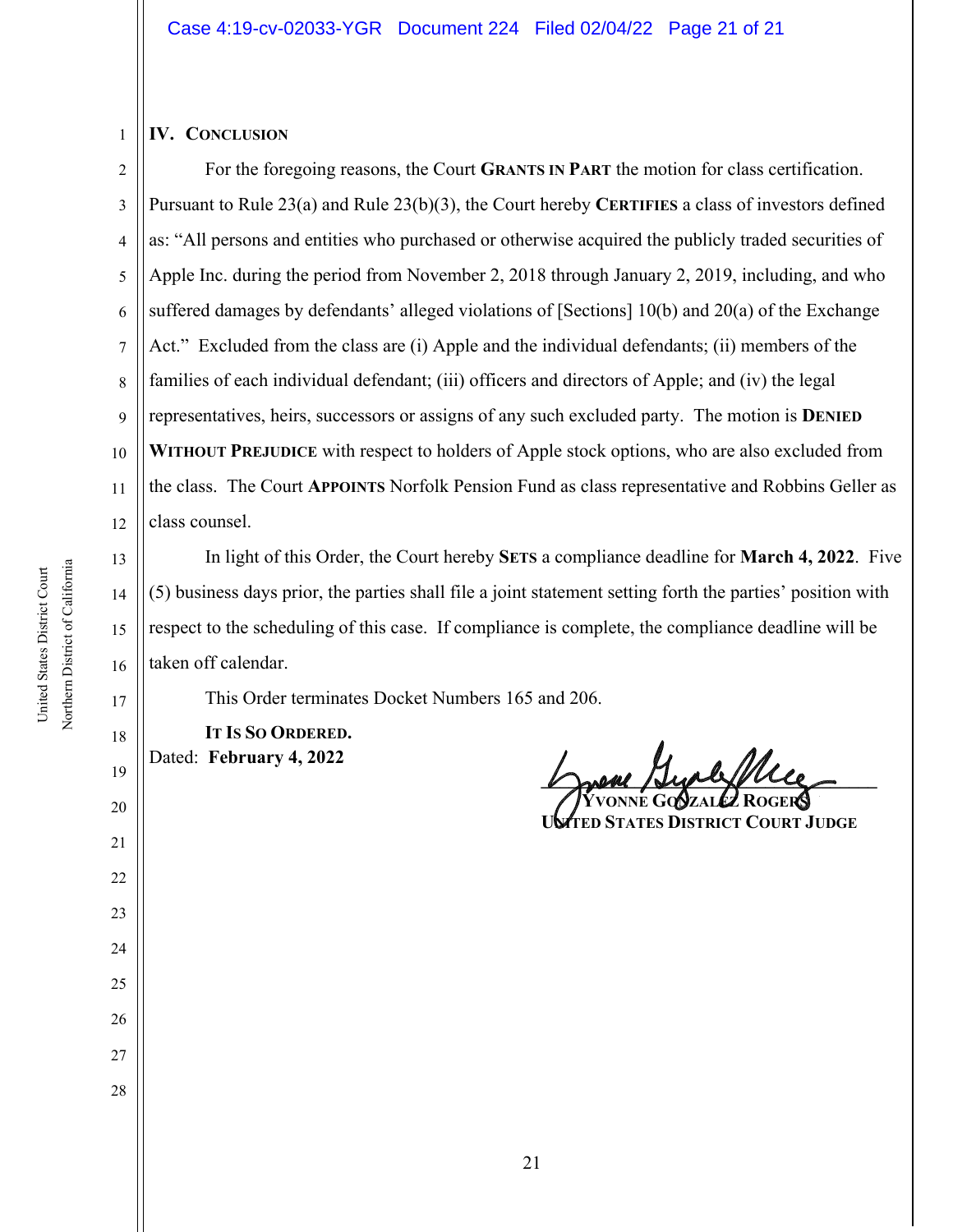## IV. CONCLUSION

For the foregoing reasons, the Court **GRANTS IN PART** the motion for class certification. Pursuant to Rule 23(a) and Rule 23(b)(3), the Court hereby **CERTIFIES** a class of investors defined as: "All persons and entities who purchased or otherwise acquired the publicly traded securities of Apple Inc. during the period from November 2, 2018 through January 2, 2019, including, and who suffered damages by defendants' alleged violations of [Sections] 10(b) and 20(a) of the Exchange Act." Excluded from the class are (i) Apple and the individual defendants; (ii) members of the families of each individual defendant; (iii) officers and directors of Apple; and (iv) the legal representatives, heirs, successors or assigns of any such excluded party. The motion is **DENIED WITHOUT PREJUDICE** with respect to holders of Apple stock options, who are also excluded from the class. The Court **APPOINTS** Norfolk Pension Fund as class representative and Robbins Geller as class counsel.

In light of this Order, the Court hereby **SETS** a compliance deadline for **March 4, 2022**. Five (5) business days prior, the parties shall file a joint statement setting forth the parties' position with respect to the scheduling of this case. If compliance is complete, the compliance deadline will be taken off calendar.

This Order terminates Docket Numbers 165 and 206.

**IT IS SO ORDERED.**

Dated: **February 4, 2022**

YVONNE GONZALEZ ROGERS
UNITED STATES DISTRICT COURT JUDGE